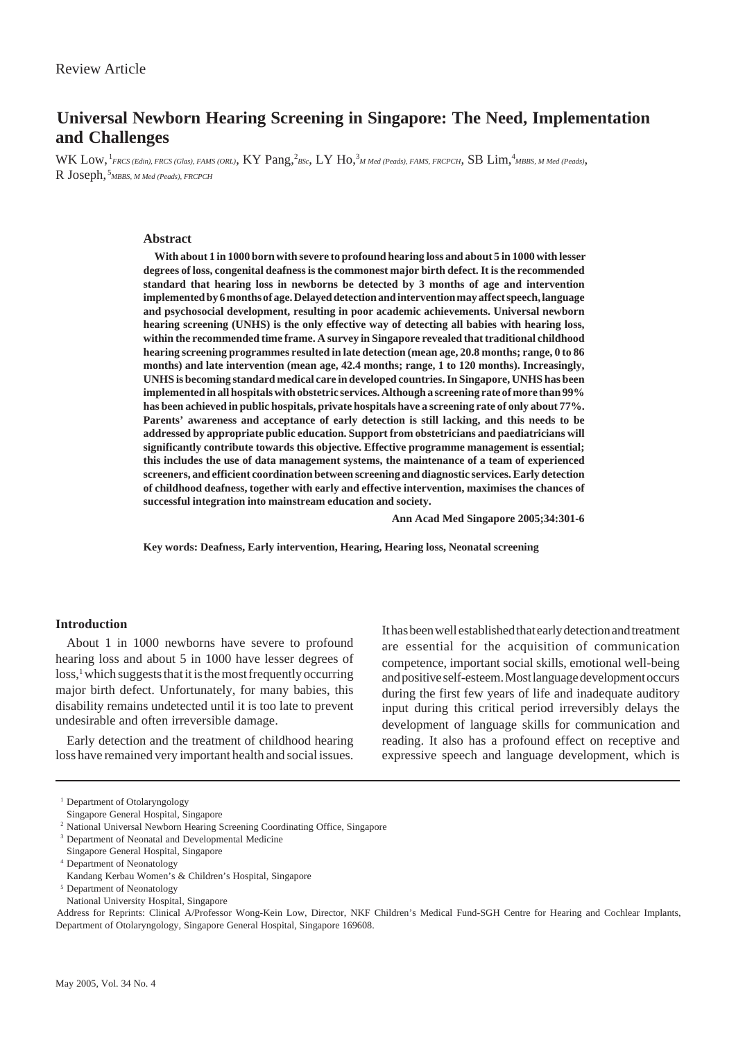Review Article

# Universal Newborn Hearing Screening in Singapore: The Need, Implementation and Challenges

WK Low,[1] *FRCS (Edin), FRCS (Glas), FAMS (ORL)*, KY Pang,[2] *BSc*, LY Ho,[3] *M Med (Peads), FAMS, FRCPCH*, SB Lim,[4] *MBBS, M Med (Peads)*, R Joseph,[5] *MBBS, M Med (Peads), FRCPCH*

## Abstract

**With about 1 in 1000 born with severe to profound hearing loss and about 5 in 1000 with lesser degrees of loss, congenital deafness is the commonest major birth defect. It is the recommended standard that hearing loss in newborns be detected by 3 months of age and intervention implemented by 6 months of age. Delayed detection and intervention may affect speech, language and psychosocial development, resulting in poor academic achievements. Universal newborn hearing screening (UNHS) is the only effective way of detecting all babies with hearing loss, within the recommended time frame. A survey in Singapore revealed that traditional childhood hearing screening programmes resulted in late detection (mean age, 20.8 months; range, 0 to 86 months) and late intervention (mean age, 42.4 months; range, 1 to 120 months). Increasingly, UNHS is becoming standard medical care in developed countries. In Singapore, UNHS has been implemented in all hospitals with obstetric services. Although a screening rate of more than 99% has been achieved in public hospitals, private hospitals have a screening rate of only about 77%. Parents' awareness and acceptance of early detection is still lacking, and this needs to be addressed by appropriate public education. Support from obstetricians and paediatricians will significantly contribute towards this objective. Effective programme management is essential; this includes the use of data management systems, the maintenance of a team of experienced screeners, and efficient coordination between screening and diagnostic services. Early detection of childhood deafness, together with early and effective intervention, maximises the chances of successful integration into mainstream education and society.**

**Ann Acad Med Singapore 2005;34:301-6**

**Key words: Deafness, Early intervention, Hearing, Hearing loss, Neonatal screening**

## Introduction

About 1 in 1000 newborns have severe to profound hearing loss and about 5 in 1000 have lesser degrees of loss,[1] which suggests that it is the most frequently occurring major birth defect. Unfortunately, for many babies, this disability remains undetected until it is too late to prevent undesirable and often irreversible damage.

Early detection and the treatment of childhood hearing loss have remained very important health and social issues. It has been well established that early detection and treatment are essential for the acquisition of communication competence, important social skills, emotional well-being and positive self-esteem. Most language development occurs during the first few years of life and inadequate auditory input during this critical period irreversibly delays the development of language skills for communication and reading. It also has a profound effect on receptive and expressive speech and language development, which is

---

[1] Department of Otolaryngology
Singapore General Hospital, Singapore
[2] National Universal Newborn Hearing Screening Coordinating Office, Singapore
[3] Department of Neonatal and Developmental Medicine
Singapore General Hospital, Singapore
[4] Department of Neonatology
Kandang Kerbau Women's & Children's Hospital, Singapore
[5] Department of Neonatology
National University Hospital, Singapore

Address for Reprints: Clinical A/Professor Wong-Kein Low, Director, NKF Children's Medical Fund-SGH Centre for Hearing and Cochlear Implants, Department of Otolaryngology, Singapore General Hospital, Singapore 169608.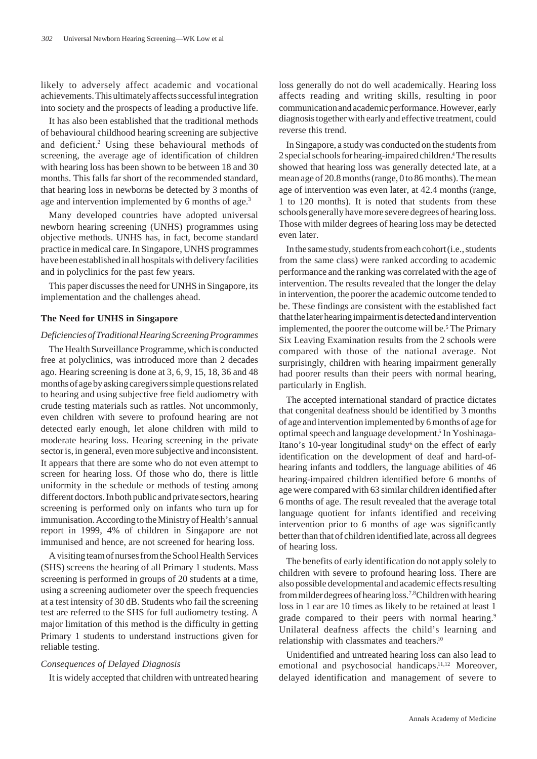likely to adversely affect academic and vocational achievements. This ultimately affects successful integration into society and the prospects of leading a productive life.

It has also been established that the traditional methods of behavioural childhood hearing screening are subjective and deficient.[2] Using these behavioural methods of screening, the average age of identification of children with hearing loss has been shown to be between 18 and 30 months. This falls far short of the recommended standard, that hearing loss in newborns be detected by 3 months of age and intervention implemented by 6 months of age.[3]

Many developed countries have adopted universal newborn hearing screening (UNHS) programmes using objective methods. UNHS has, in fact, become standard practice in medical care. In Singapore, UNHS programmes have been established in all hospitals with delivery facilities and in polyclinics for the past few years.

This paper discusses the need for UNHS in Singapore, its implementation and the challenges ahead.

## The Need for UNHS in Singapore

### *Deficiencies of Traditional Hearing Screening Programmes*

The Health Surveillance Programme, which is conducted free at polyclinics, was introduced more than 2 decades ago. Hearing screening is done at 3, 6, 9, 15, 18, 36 and 48 months of age by asking caregivers simple questions related to hearing and using subjective free field audiometry with crude testing materials such as rattles. Not uncommonly, even children with severe to profound hearing are not detected early enough, let alone children with mild to moderate hearing loss. Hearing screening in the private sector is, in general, even more subjective and inconsistent. It appears that there are some who do not even attempt to screen for hearing loss. Of those who do, there is little uniformity in the schedule or methods of testing among different doctors. In both public and private sectors, hearing screening is performed only on infants who turn up for immunisation. According to the Ministry of Health's annual report in 1999, 4% of children in Singapore are not immunised and hence, are not screened for hearing loss.

A visiting team of nurses from the School Health Services (SHS) screens the hearing of all Primary 1 students. Mass screening is performed in groups of 20 students at a time, using a screening audiometer over the speech frequencies at a test intensity of 30 dB. Students who fail the screening test are referred to the SHS for full audiometry testing. A major limitation of this method is the difficulty in getting Primary 1 students to understand instructions given for reliable testing.

### *Consequences of Delayed Diagnosis*

It is widely accepted that children with untreated hearing loss generally do not do well academically. Hearing loss affects reading and writing skills, resulting in poor communication and academic performance. However, early diagnosis together with early and effective treatment, could reverse this trend.

In Singapore, a study was conducted on the students from 2 special schools for hearing-impaired children.[4] The results showed that hearing loss was generally detected late, at a mean age of 20.8 months (range, 0 to 86 months). The mean age of intervention was even later, at 42.4 months (range, 1 to 120 months). It is noted that students from these schools generally have more severe degrees of hearing loss. Those with milder degrees of hearing loss may be detected even later.

In the same study, students from each cohort (i.e., students from the same class) were ranked according to academic performance and the ranking was correlated with the age of intervention. The results revealed that the longer the delay in intervention, the poorer the academic outcome tended to be. These findings are consistent with the established fact that the later hearing impairment is detected and intervention implemented, the poorer the outcome will be.[5] The Primary Six Leaving Examination results from the 2 schools were compared with those of the national average. Not surprisingly, children with hearing impairment generally had poorer results than their peers with normal hearing, particularly in English.

The accepted international standard of practice dictates that congenital deafness should be identified by 3 months of age and intervention implemented by 6 months of age for optimal speech and language development.[5] In Yoshinaga-Itano's 10-year longitudinal study[6] on the effect of early identification on the development of deaf and hard-of-hearing infants and toddlers, the language abilities of 46 hearing-impaired children identified before 6 months of age were compared with 63 similar children identified after 6 months of age. The result revealed that the average total language quotient for infants identified and receiving intervention prior to 6 months of age was significantly better than that of children identified late, across all degrees of hearing loss.

The benefits of early identification do not apply solely to children with severe to profound hearing loss. There are also possible developmental and academic effects resulting from milder degrees of hearing loss.[7,8] Children with hearing loss in 1 ear are 10 times as likely to be retained at least 1 grade compared to their peers with normal hearing.[9] Unilateral deafness affects the child's learning and relationship with classmates and teachers.[10]

Unidentified and untreated hearing loss can also lead to emotional and psychosocial handicaps.[11,12] Moreover, delayed identification and management of severe to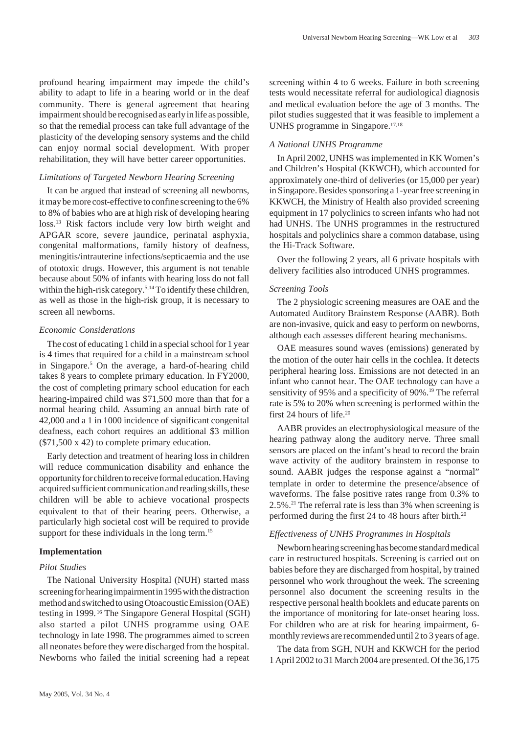profound hearing impairment may impede the child's ability to adapt to life in a hearing world or in the deaf community. There is general agreement that hearing impairment should be recognised as early in life as possible, so that the remedial process can take full advantage of the plasticity of the developing sensory systems and the child can enjoy normal social development. With proper rehabilitation, they will have better career opportunities.

### *Limitations of Targeted Newborn Hearing Screening*

It can be argued that instead of screening all newborns, it may be more cost-effective to confine screening to the 6% to 8% of babies who are at high risk of developing hearing loss.[13] Risk factors include very low birth weight and APGAR score, severe jaundice, perinatal asphyxia, congenital malformations, family history of deafness, meningitis/intrauterine infections/septicaemia and the use of ototoxic drugs. However, this argument is not tenable because about 50% of infants with hearing loss do not fall within the high-risk category.[5,14] To identify these children, as well as those in the high-risk group, it is necessary to screen all newborns.

### *Economic Considerations*

The cost of educating 1 child in a special school for 1 year is 4 times that required for a child in a mainstream school in Singapore.[5] On the average, a hard-of-hearing child takes 8 years to complete primary education. In FY2000, the cost of completing primary school education for each hearing-impaired child was $71,500 more than that for a normal hearing child. Assuming an annual birth rate of 42,000 and a 1 in 1000 incidence of significant congenital deafness, each cohort requires an additional $3 million ($71,500 x 42) to complete primary education.

Early detection and treatment of hearing loss in children will reduce communication disability and enhance the opportunity for children to receive formal education. Having acquired sufficient communication and reading skills, these children will be able to achieve vocational prospects equivalent to that of their hearing peers. Otherwise, a particularly high societal cost will be required to provide support for these individuals in the long term.[15]

## **Implementation**

### *Pilot Studies*

The National University Hospital (NUH) started mass screening for hearing impairment in 1995 with the distraction method and switched to using Otoacoustic Emission (OAE) testing in 1999.[16] The Singapore General Hospital (SGH) also started a pilot UNHS programme using OAE technology in late 1998. The programmes aimed to screen all neonates before they were discharged from the hospital. Newborns who failed the initial screening had a repeat screening within 4 to 6 weeks. Failure in both screening tests would necessitate referral for audiological diagnosis and medical evaluation before the age of 3 months. The pilot studies suggested that it was feasible to implement a UNHS programme in Singapore.[17,18]

### *A National UNHS Programme*

In April 2002, UNHS was implemented in KK Women's and Children's Hospital (KKWCH), which accounted for approximately one-third of deliveries (or 15,000 per year) in Singapore. Besides sponsoring a 1-year free screening in KKWCH, the Ministry of Health also provided screening equipment in 17 polyclinics to screen infants who had not had UNHS. The UNHS programmes in the restructured hospitals and polyclinics share a common database, using the Hi-Track Software.

Over the following 2 years, all 6 private hospitals with delivery facilities also introduced UNHS programmes.

### *Screening Tools*

The 2 physiologic screening measures are OAE and the Automated Auditory Brainstem Response (AABR). Both are non-invasive, quick and easy to perform on newborns, although each assesses different hearing mechanisms.

OAE measures sound waves (emissions) generated by the motion of the outer hair cells in the cochlea. It detects peripheral hearing loss. Emissions are not detected in an infant who cannot hear. The OAE technology can have a sensitivity of 95% and a specificity of 90%.[19] The referral rate is 5% to 20% when screening is performed within the first 24 hours of life.[20]

AABR provides an electrophysiological measure of the hearing pathway along the auditory nerve. Three small sensors are placed on the infant's head to record the brain wave activity of the auditory brainstem in response to sound. AABR judges the response against a "normal" template in order to determine the presence/absence of waveforms. The false positive rates range from 0.3% to 2.5%.[21] The referral rate is less than 3% when screening is performed during the first 24 to 48 hours after birth.[20]

### *Effectiveness of UNHS Programmes in Hospitals*

Newborn hearing screening has become standard medical care in restructured hospitals. Screening is carried out on babies before they are discharged from hospital, by trained personnel who work throughout the week. The screening personnel also document the screening results in the respective personal health booklets and educate parents on the importance of monitoring for late-onset hearing loss. For children who are at risk for hearing impairment, 6-monthly reviews are recommended until 2 to 3 years of age.

The data from SGH, NUH and KKWCH for the period 1 April 2002 to 31 March 2004 are presented. Of the 36,175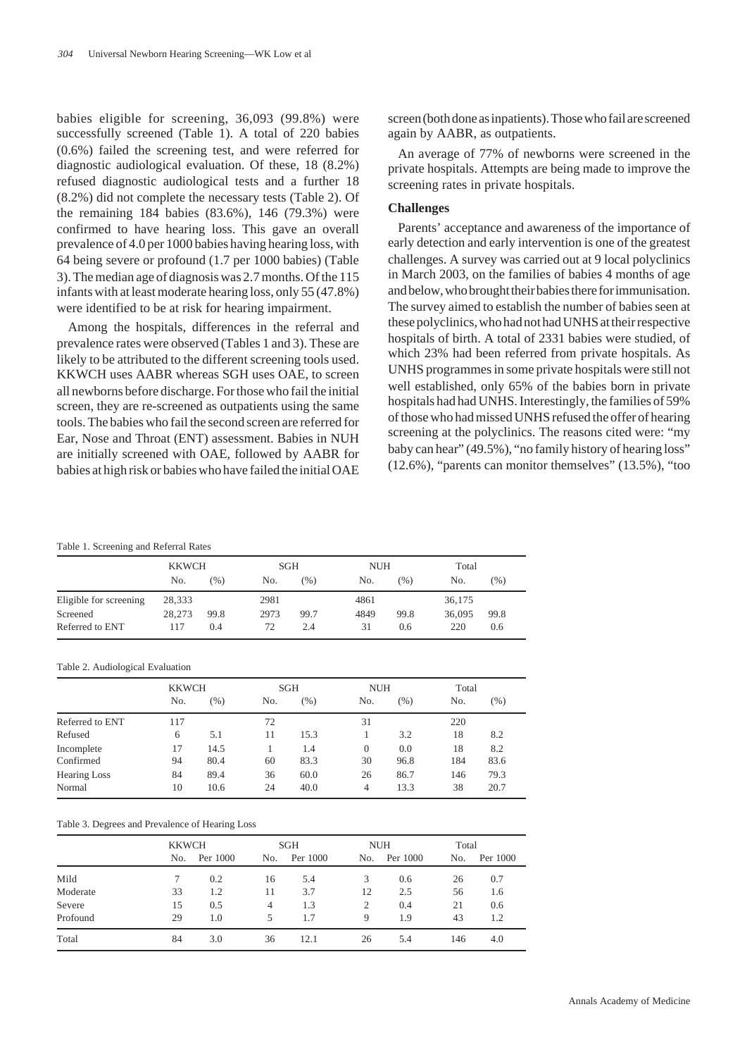babies eligible for screening, 36,093 (99.8%) were successfully screened (Table 1). A total of 220 babies (0.6%) failed the screening test, and were referred for diagnostic audiological evaluation. Of these, 18 (8.2%) refused diagnostic audiological tests and a further 18 (8.2%) did not complete the necessary tests (Table 2). Of the remaining 184 babies (83.6%), 146 (79.3%) were confirmed to have hearing loss. This gave an overall prevalence of 4.0 per 1000 babies having hearing loss, with 64 being severe or profound (1.7 per 1000 babies) (Table 3). The median age of diagnosis was 2.7 months. Of the 115 infants with at least moderate hearing loss, only 55 (47.8%) were identified to be at risk for hearing impairment.

Among the hospitals, differences in the referral and prevalence rates were observed (Tables 1 and 3). These are likely to be attributed to the different screening tools used. KKWCH uses AABR whereas SGH uses OAE, to screen all newborns before discharge. For those who fail the initial screen, they are re-screened as outpatients using the same tools. The babies who fail the second screen are referred for Ear, Nose and Throat (ENT) assessment. Babies in NUH are initially screened with OAE, followed by AABR for babies at high risk or babies who have failed the initial OAE screen (both done as inpatients). Those who fail are screened again by AABR, as outpatients.

An average of 77% of newborns were screened in the private hospitals. Attempts are being made to improve the screening rates in private hospitals.

### Challenges

Parents' acceptance and awareness of the importance of early detection and early intervention is one of the greatest challenges. A survey was carried out at 9 local polyclinics in March 2003, on the families of babies 4 months of age and below, who brought their babies there for immunisation. The survey aimed to establish the number of babies seen at these polyclinics, who had not had UNHS at their respective hospitals of birth. A total of 2331 babies were studied, of which 23% had been referred from private hospitals. As UNHS programmes in some private hospitals were still not well established, only 65% of the babies born in private hospitals had had UNHS. Interestingly, the families of 59% of those who had missed UNHS refused the offer of hearing screening at the polyclinics. The reasons cited were: "my baby can hear" (49.5%), "no family history of hearing loss" (12.6%), "parents can monitor themselves" (13.5%), "too

Table 1. Screening and Referral Rates

| | KKWCH | | SGH | | NUH | | Total | |
|---|---|---|---|---|---|---|---|---|
| | No. | (%) | No. | (%) | No. | (%) | No. | (%) |
| Eligible for screening | 28,333 | | 2981 | | 4861 | | 36,175 | |
| Screened | 28,273 | 99.8 | 2973 | 99.7 | 4849 | 99.8 | 36,095 | 99.8 |
| Referred to ENT | 117 | 0.4 | 72 | 2.4 | 31 | 0.6 | 220 | 0.6 |

Table 2. Audiological Evaluation

| | KKWCH | | SGH | | NUH | | Total | |
|---|---|---|---|---|---|---|---|---|
| | No. | (%) | No. | (%) | No. | (%) | No. | (%) |
| Referred to ENT | 117 | | 72 | | 31 | | 220 | |
| Refused | 6 | 5.1 | 11 | 15.3 | 1 | 3.2 | 18 | 8.2 |
| Incomplete | 17 | 14.5 | 1 | 1.4 | 0 | 0.0 | 18 | 8.2 |
| Confirmed | 94 | 80.4 | 60 | 83.3 | 30 | 96.8 | 184 | 83.6 |
| Hearing Loss | 84 | 89.4 | 36 | 60.0 | 26 | 86.7 | 146 | 79.3 |
| Normal | 10 | 10.6 | 24 | 40.0 | 4 | 13.3 | 38 | 20.7 |

Table 3. Degrees and Prevalence of Hearing Loss

| | KKWCH | | SGH | | NUH | | Total | |
|---|---|---|---|---|---|---|---|---|
| | No. | Per 1000 | No. | Per 1000 | No. | Per 1000 | No. | Per 1000 |
| Mild | 7 | 0.2 | 16 | 5.4 | 3 | 0.6 | 26 | 0.7 |
| Moderate | 33 | 1.2 | 11 | 3.7 | 12 | 2.5 | 56 | 1.6 |
| Severe | 15 | 0.5 | 4 | 1.3 | 2 | 0.4 | 21 | 0.6 |
| Profound | 29 | 1.0 | 5 | 1.7 | 9 | 1.9 | 43 | 1.2 |
| Total | 84 | 3.0 | 36 | 12.1 | 26 | 5.4 | 146 | 4.0 |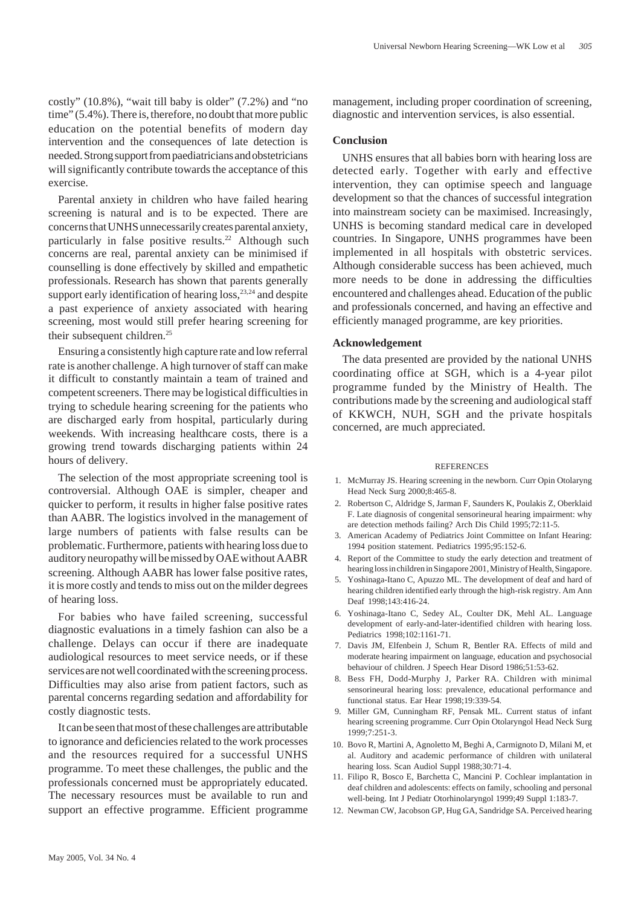costly" (10.8%), "wait till baby is older" (7.2%) and "no time" (5.4%). There is, therefore, no doubt that more public education on the potential benefits of modern day intervention and the consequences of late detection is needed. Strong support from paediatricians and obstetricians will significantly contribute towards the acceptance of this exercise.

Parental anxiety in children who have failed hearing screening is natural and is to be expected. There are concerns that UNHS unnecessarily creates parental anxiety, particularly in false positive results.[22] Although such concerns are real, parental anxiety can be minimised if counselling is done effectively by skilled and empathetic professionals. Research has shown that parents generally support early identification of hearing loss,[23,24] and despite a past experience of anxiety associated with hearing screening, most would still prefer hearing screening for their subsequent children.[25]

Ensuring a consistently high capture rate and low referral rate is another challenge. A high turnover of staff can make it difficult to constantly maintain a team of trained and competent screeners. There may be logistical difficulties in trying to schedule hearing screening for the patients who are discharged early from hospital, particularly during weekends. With increasing healthcare costs, there is a growing trend towards discharging patients within 24 hours of delivery.

The selection of the most appropriate screening tool is controversial. Although OAE is simpler, cheaper and quicker to perform, it results in higher false positive rates than AABR. The logistics involved in the management of large numbers of patients with false results can be problematic. Furthermore, patients with hearing loss due to auditory neuropathy will be missed by OAE without AABR screening. Although AABR has lower false positive rates, it is more costly and tends to miss out on the milder degrees of hearing loss.

For babies who have failed screening, successful diagnostic evaluations in a timely fashion can also be a challenge. Delays can occur if there are inadequate audiological resources to meet service needs, or if these services are not well coordinated with the screening process. Difficulties may also arise from patient factors, such as parental concerns regarding sedation and affordability for costly diagnostic tests.

It can be seen that most of these challenges are attributable to ignorance and deficiencies related to the work processes and the resources required for a successful UNHS programme. To meet these challenges, the public and the professionals concerned must be appropriately educated. The necessary resources must be available to run and support an effective programme. Efficient programme management, including proper coordination of screening, diagnostic and intervention services, is also essential.

## Conclusion

UNHS ensures that all babies born with hearing loss are detected early. Together with early and effective intervention, they can optimise speech and language development so that the chances of successful integration into mainstream society can be maximised. Increasingly, UNHS is becoming standard medical care in developed countries. In Singapore, UNHS programmes have been implemented in all hospitals with obstetric services. Although considerable success has been achieved, much more needs to be done in addressing the difficulties encountered and challenges ahead. Education of the public and professionals concerned, and having an effective and efficiently managed programme, are key priorities.

## Acknowledgement

The data presented are provided by the national UNHS coordinating office at SGH, which is a 4-year pilot programme funded by the Ministry of Health. The contributions made by the screening and audiological staff of KKWCH, NUH, SGH and the private hospitals concerned, are much appreciated.

## REFERENCES

1. McMurray JS. Hearing screening in the newborn. Curr Opin Otolaryng Head Neck Surg 2000;8:465-8.
2. Robertson C, Aldridge S, Jarman F, Saunders K, Poulakis Z, Oberklaid F. Late diagnosis of congenital sensorineural hearing impairment: why are detection methods failing? Arch Dis Child 1995;72:11-5.
3. American Academy of Pediatrics Joint Committee on Infant Hearing: 1994 position statement. Pediatrics 1995;95:152-6.
4. Report of the Committee to study the early detection and treatment of hearing loss in children in Singapore 2001, Ministry of Health, Singapore.
5. Yoshinaga-Itano C, Apuzzo ML. The development of deaf and hard of hearing children identified early through the high-risk registry. Am Ann Deaf 1998;143:416-24.
6. Yoshinaga-Itano C, Sedey AL, Coulter DK, Mehl AL. Language development of early-and-later-identified children with hearing loss. Pediatrics 1998;102:1161-71.
7. Davis JM, Elfenbein J, Schum R, Bentler RA. Effects of mild and moderate hearing impairment on language, education and psychosocial behaviour of children. J Speech Hear Disord 1986;51:53-62.
8. Bess FH, Dodd-Murphy J, Parker RA. Children with minimal sensorineural hearing loss: prevalence, educational performance and functional status. Ear Hear 1998;19:339-54.
9. Miller GM, Cunningham RF, Pensak ML. Current status of infant hearing screening programme. Curr Opin Otolaryngol Head Neck Surg 1999;7:251-3.
10. Bovo R, Martini A, Agnoletto M, Beghi A, Carmignoto D, Milani M, et al. Auditory and academic performance of children with unilateral hearing loss. Scan Audiol Suppl 1988;30:71-4.
11. Filipo R, Bosco E, Barchetta C, Mancini P. Cochlear implantation in deaf children and adolescents: effects on family, schooling and personal well-being. Int J Pediatr Otorhinolaryngol 1999;49 Suppl 1:183-7.
12. Newman CW, Jacobson GP, Hug GA, Sandridge SA. Perceived hearing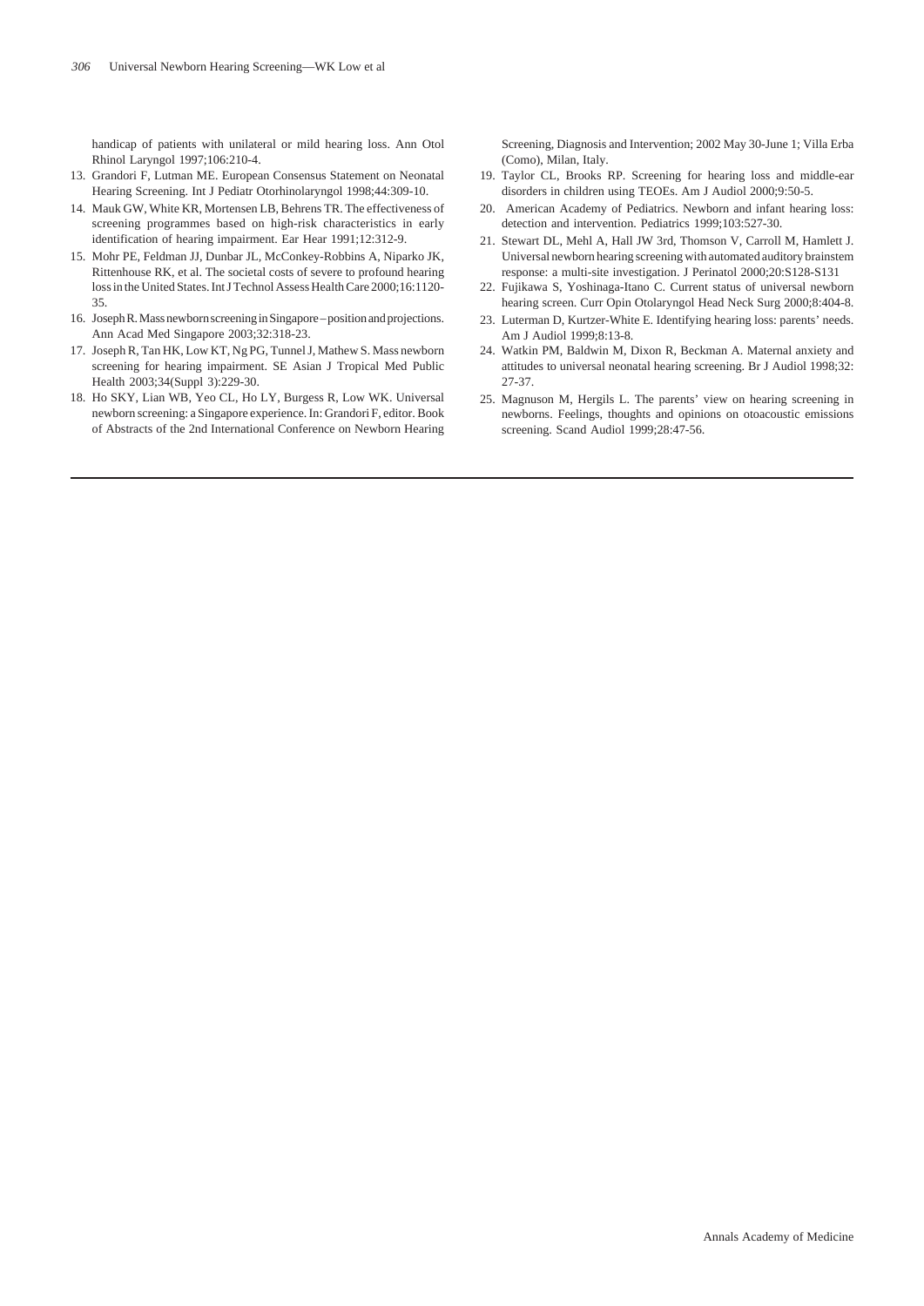handicap of patients with unilateral or mild hearing loss. Ann Otol Rhinol Laryngol 1997;106:210-4.

13. Grandori F, Lutman ME. European Consensus Statement on Neonatal Hearing Screening. Int J Pediatr Otorhinolaryngol 1998;44:309-10.
14. Mauk GW, White KR, Mortensen LB, Behrens TR. The effectiveness of screening programmes based on high-risk characteristics in early identification of hearing impairment. Ear Hear 1991;12:312-9.
15. Mohr PE, Feldman JJ, Dunbar JL, McConkey-Robbins A, Niparko JK, Rittenhouse RK, et al. The societal costs of severe to profound hearing loss in the United States. Int J Technol Assess Health Care 2000;16:1120-35.
16. Joseph R. Mass newborn screening in Singapore – position and projections. Ann Acad Med Singapore 2003;32:318-23.
17. Joseph R, Tan HK, Low KT, Ng PG, Tunnel J, Mathew S. Mass newborn screening for hearing impairment. SE Asian J Tropical Med Public Health 2003;34(Suppl 3):229-30.
18. Ho SKY, Lian WB, Yeo CL, Ho LY, Burgess R, Low WK. Universal newborn screening: a Singapore experience. In: Grandori F, editor. Book of Abstracts of the 2nd International Conference on Newborn Hearing Screening, Diagnosis and Intervention; 2002 May 30-June 1; Villa Erba (Como), Milan, Italy.
19. Taylor CL, Brooks RP. Screening for hearing loss and middle-ear disorders in children using TEOEs. Am J Audiol 2000;9:50-5.
20. American Academy of Pediatrics. Newborn and infant hearing loss: detection and intervention. Pediatrics 1999;103:527-30.
21. Stewart DL, Mehl A, Hall JW 3rd, Thomson V, Carroll M, Hamlett J. Universal newborn hearing screening with automated auditory brainstem response: a multi-site investigation. J Perinatol 2000;20:S128-S131
22. Fujikawa S, Yoshinaga-Itano C. Current status of universal newborn hearing screen. Curr Opin Otolaryngol Head Neck Surg 2000;8:404-8.
23. Luterman D, Kurtzer-White E. Identifying hearing loss: parents' needs. Am J Audiol 1999;8:13-8.
24. Watkin PM, Baldwin M, Dixon R, Beckman A. Maternal anxiety and attitudes to universal neonatal hearing screening. Br J Audiol 1998;32: 27-37.
25. Magnuson M, Hergils L. The parents' view on hearing screening in newborns. Feelings, thoughts and opinions on otoacoustic emissions screening. Scand Audiol 1999;28:47-56.